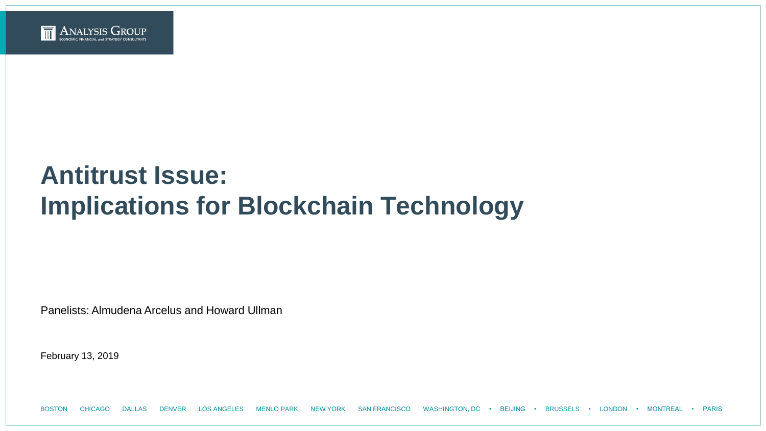# Antitrust Issue: Implications for Blockchain Technology

Panelists: Almudena Arcelus and Howard Ullman

February 13, 2019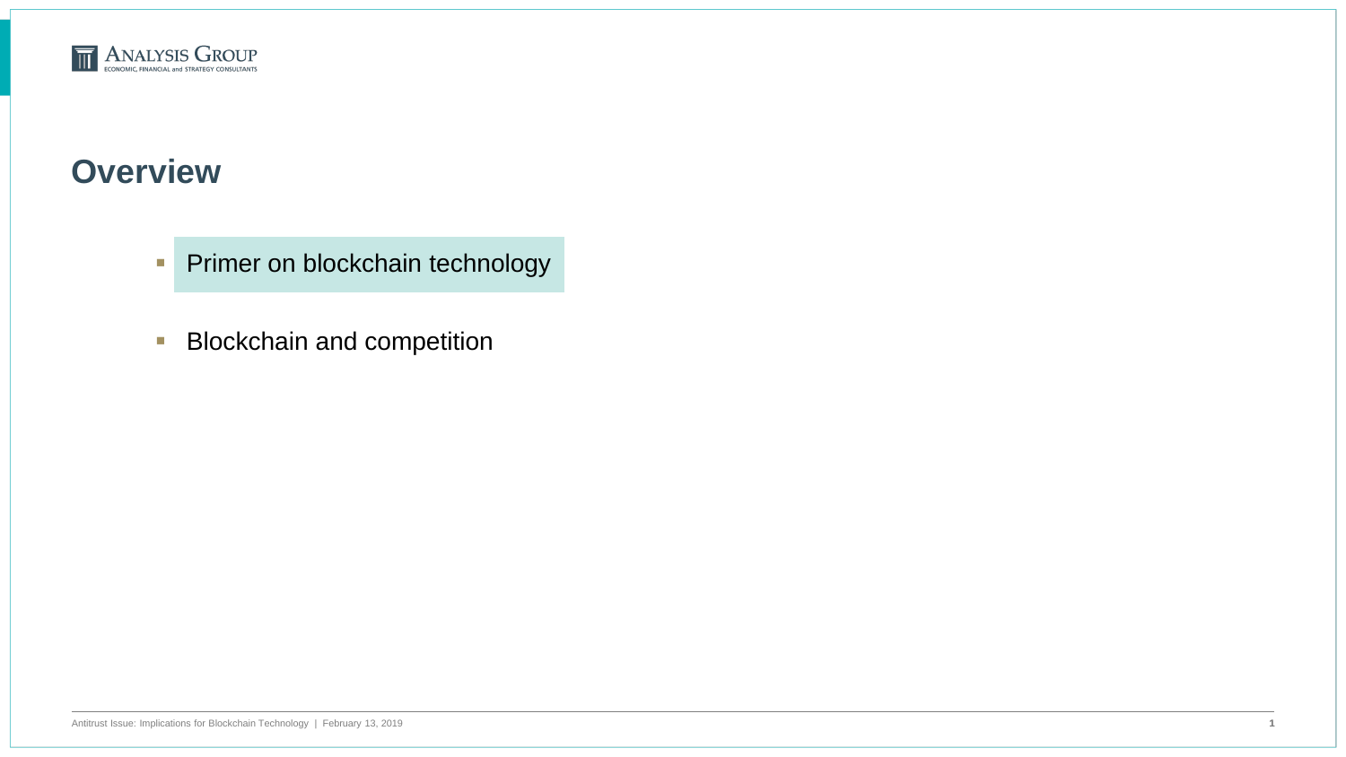# Overview

- Primer on blockchain technology
- Blockchain and competition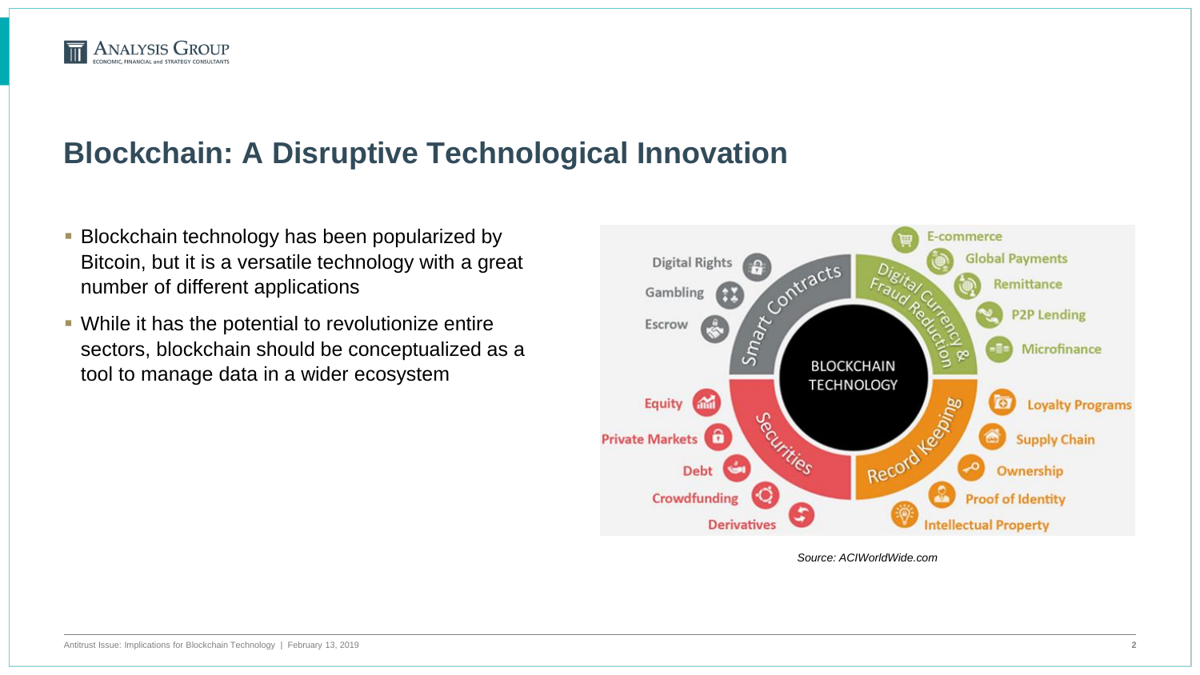# Blockchain: A Disruptive Technological Innovation

- Blockchain technology has been popularized by Bitcoin, but it is a versatile technology with a great number of different applications
- While it has the potential to revolutionize entire sectors, blockchain should be conceptualized as a tool to manage data in a wider ecosystem

BLOCKCHAIN TECHNOLOGY

**Smart Contracts:** Digital Rights, Gambling, Escrow

**Digital Currency & Fraud Reduction:** E-commerce, Global Payments, Remittance, P2P Lending, Microfinance

**Record Keeping:** Loyalty Programs, Supply Chain, Ownership, Proof of Identity, Intellectual Property

**Securities:** Equity, Private Markets, Debt, Crowdfunding, Derivatives

*Source: ACIWorldWide.com*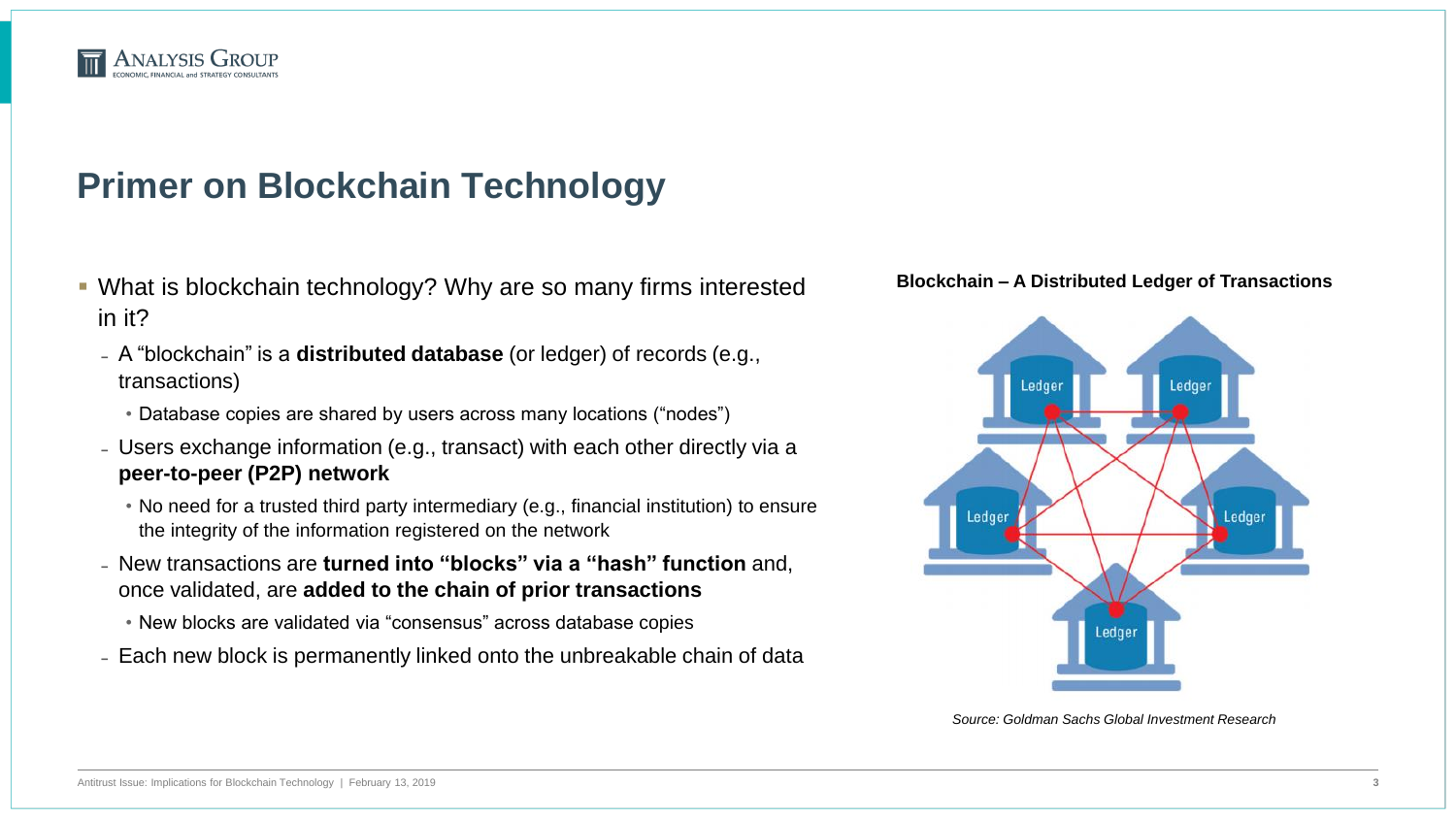# Primer on Blockchain Technology

- What is blockchain technology? Why are so many firms interested in it?
  - A “blockchain” is a **distributed database** (or ledger) of records (e.g., transactions)
    - Database copies are shared by users across many locations (“nodes”)
  - Users exchange information (e.g., transact) with each other directly via a **peer-to-peer (P2P) network**
    - No need for a trusted third party intermediary (e.g., financial institution) to ensure the integrity of the information registered on the network
  - New transactions are **turned into “blocks” via a “hash” function** and, once validated, are **added to the chain of prior transactions**
    - New blocks are validated via “consensus” across database copies
  - Each new block is permanently linked onto the unbreakable chain of data

**Blockchain – A Distributed Ledger of Transactions**

*Source: Goldman Sachs Global Investment Research*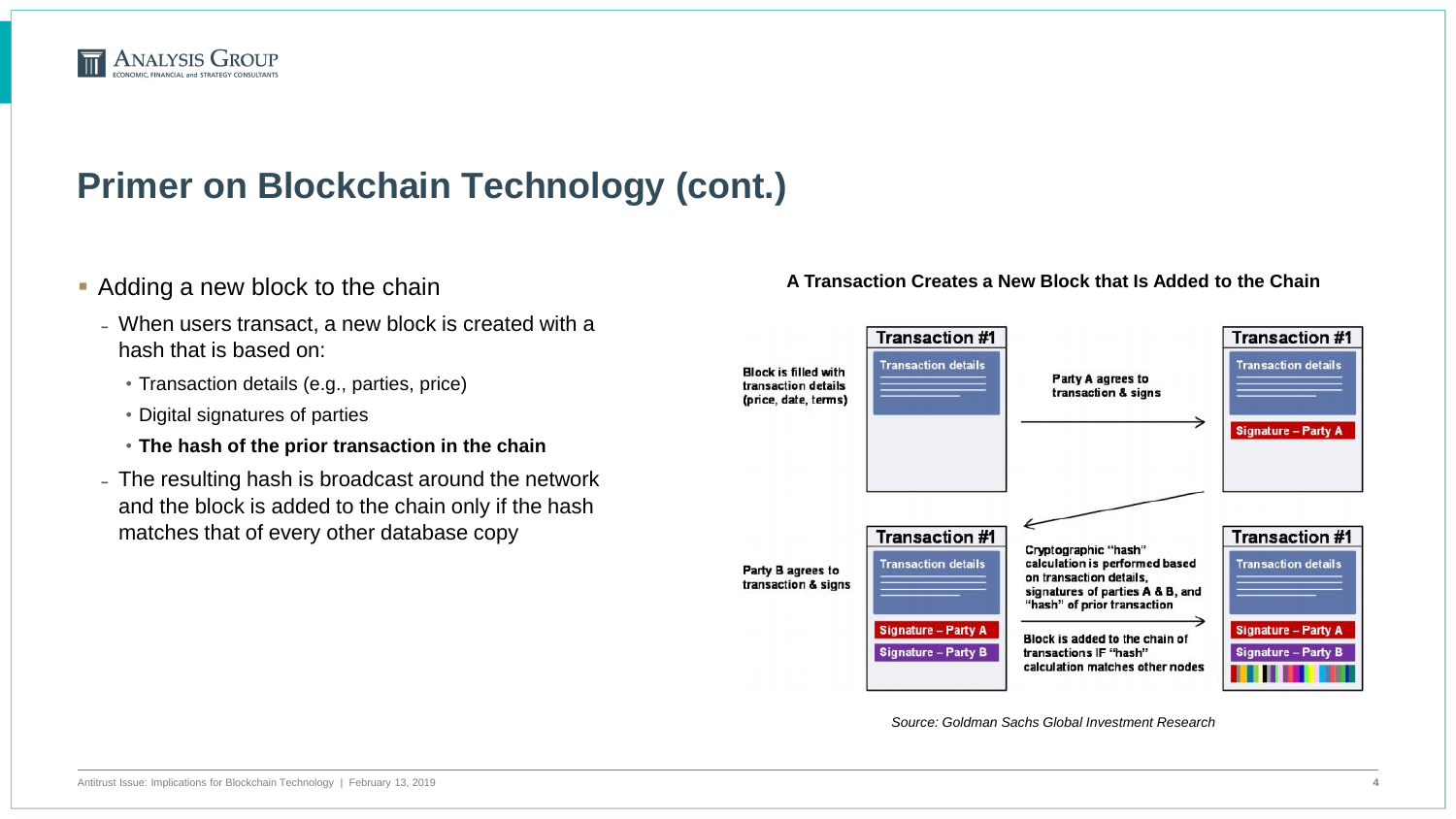# Primer on Blockchain Technology (cont.)

- Adding a new block to the chain
  - When users transact, a new block is created with a hash that is based on:
    - Transaction details (e.g., parties, price)
    - Digital signatures of parties
    - **The hash of the prior transaction in the chain**
  - The resulting hash is broadcast around the network and the block is added to the chain only if the hash matches that of every other database copy

**A Transaction Creates a New Block that Is Added to the Chain**

Block is filled with transaction details (price, date, terms)

Transaction #1
Transaction details

Party A agrees to transaction & signs

Transaction #1
Transaction details
Signature – Party A

Party B agrees to transaction & signs

Transaction #1
Transaction details
Signature – Party A
Signature – Party B

Cryptographic "hash" calculation is performed based on transaction details, signatures of parties A & B, and "hash" of prior transaction

Block is added to the chain of transactions IF "hash" calculation matches other nodes

Transaction #1
Transaction details
Signature – Party A
Signature – Party B

*Source: Goldman Sachs Global Investment Research*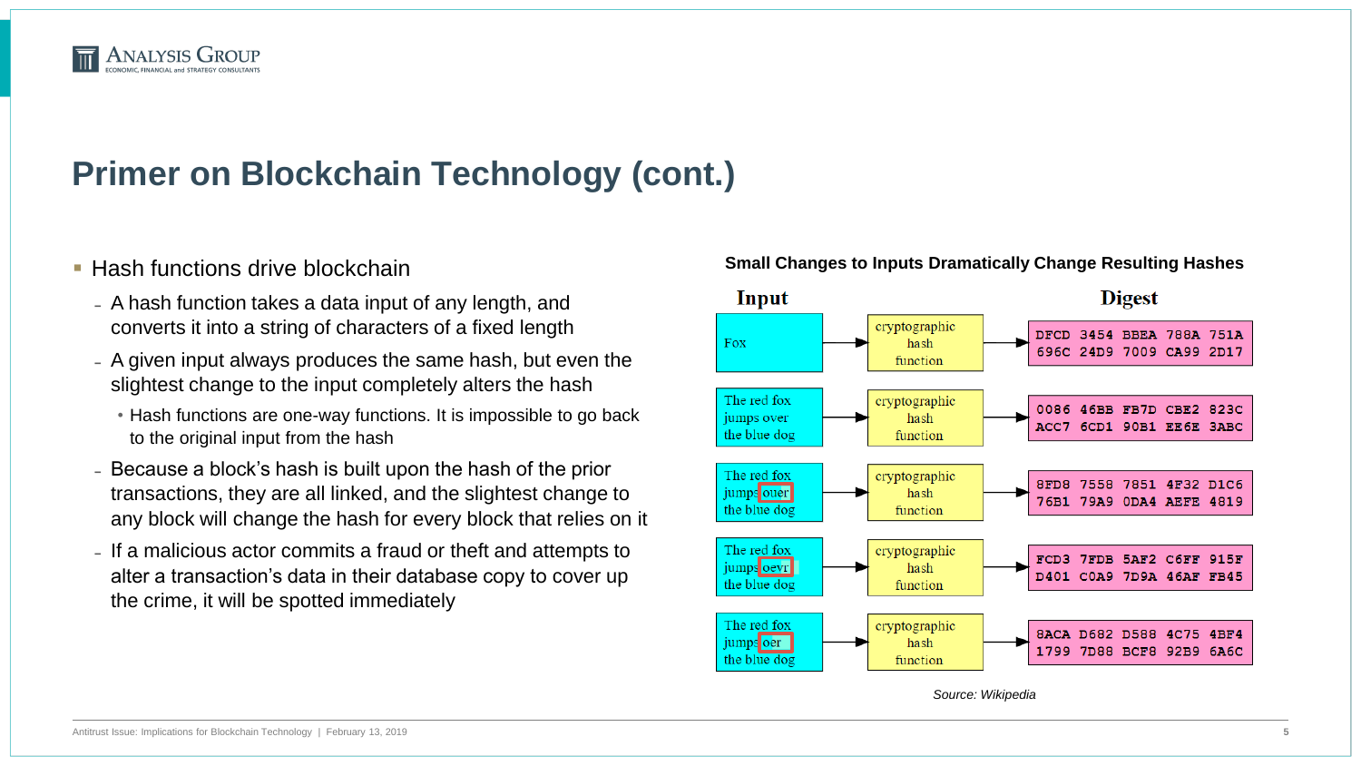# Primer on Blockchain Technology (cont.)

- Hash functions drive blockchain
  - A hash function takes a data input of any length, and converts it into a string of characters of a fixed length
  - A given input always produces the same hash, but even the slightest change to the input completely alters the hash
    - Hash functions are one-way functions. It is impossible to go back to the original input from the hash
  - Because a block's hash is built upon the hash of the prior transactions, they are all linked, and the slightest change to any block will change the hash for every block that relies on it
  - If a malicious actor commits a fraud or theft and attempts to alter a transaction's data in their database copy to cover up the crime, it will be spotted immediately

**Small Changes to Inputs Dramatically Change Resulting Hashes**

| Input | | Digest |
|---|---|---|
| Fox | cryptographic hash function | DFCD 3454 BBEA 788A 751A 696C 24D9 7009 CA99 2D17 |
| The red fox jumps over the blue dog | cryptographic hash function | 0086 46BB FB7D CBE2 823C ACC7 6CD1 90B1 EE6E 3ABC |
| The red fox jumps ouer the blue dog | cryptographic hash function | 8FD8 7558 7851 4F32 D1C6 76B1 79A9 0DA4 AEFE 4819 |
| The red fox jumps oevr the blue dog | cryptographic hash function | FCD3 7FDB 5AF2 C6FF 915F D401 C0A9 7D9A 46AF FB45 |
| The red fox jumps oer the blue dog | cryptographic hash function | 8ACA D682 D588 4C75 4BF4 1799 7D88 BCF8 92B9 6A6C |

*Source: Wikipedia*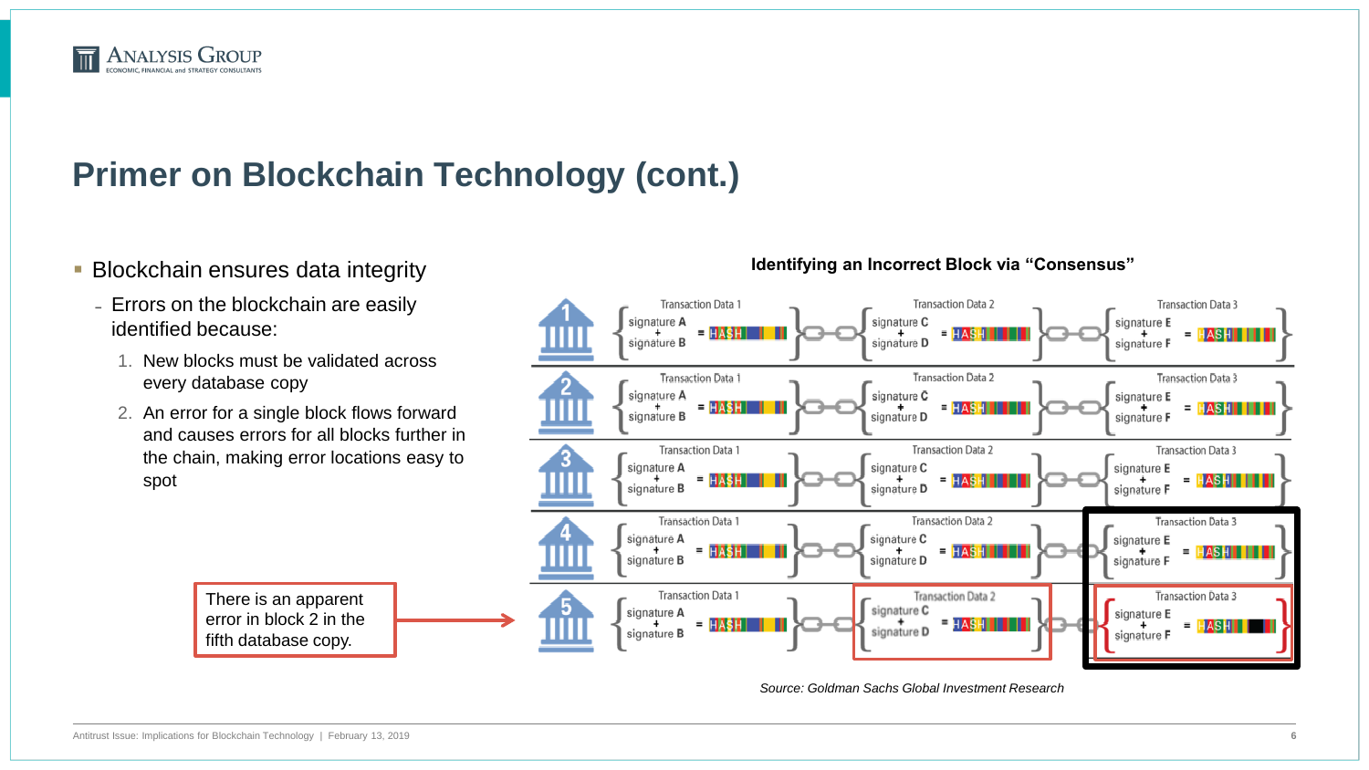# Primer on Blockchain Technology (cont.)

- Blockchain ensures data integrity
  - Errors on the blockchain are easily identified because:
    1. New blocks must be validated across every database copy
    2. An error for a single block flows forward and causes errors for all blocks further in the chain, making error locations easy to spot

There is an apparent error in block 2 in the fifth database copy.

**Identifying an Incorrect Block via "Consensus"**

| | Transaction Data 1 | Transaction Data 2 | Transaction Data 3 |
|---|---|---|---|
| 1 | signature A + signature B = HASH | signature C + signature D = HASH | signature E + signature F = HASH |
| 2 | signature A + signature B = HASH | signature C + signature D = HASH | signature E + signature F = HASH |
| 3 | signature A + signature B = HASH | signature C + signature D = HASH | signature E + signature F = HASH |
| 4 | signature A + signature B = HASH | signature C + signature D = HASH | signature E + signature F = HASH |
| 5 | signature A + signature B = HASH | signature C + signature D = HASH | signature E + signature F = HASH |

*Source: Goldman Sachs Global Investment Research*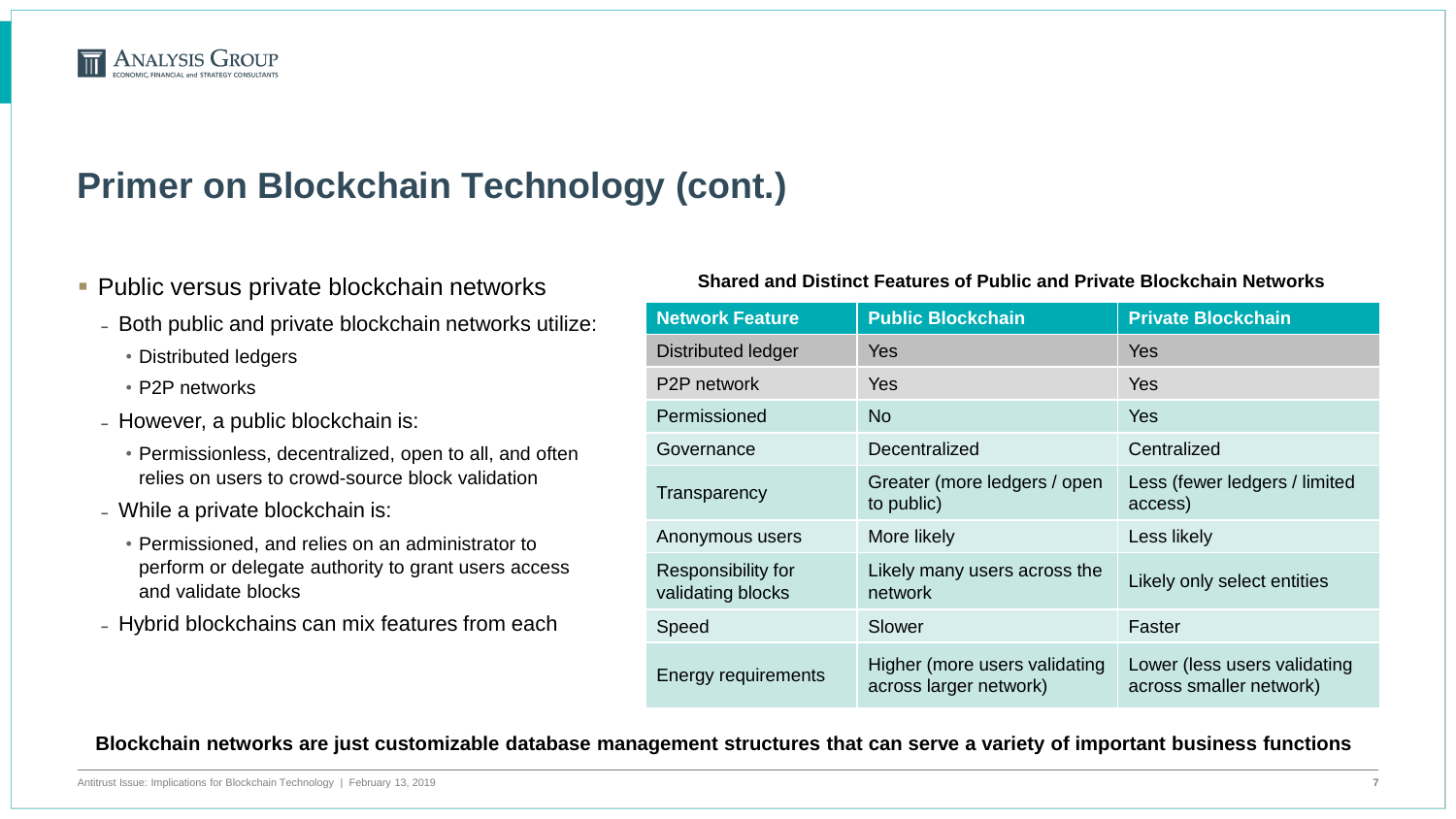# Primer on Blockchain Technology (cont.)

- Public versus private blockchain networks
  - Both public and private blockchain networks utilize:
    - Distributed ledgers
    - P2P networks
  - However, a public blockchain is:
    - Permissionless, decentralized, open to all, and often relies on users to crowd-source block validation
  - While a private blockchain is:
    - Permissioned, and relies on an administrator to perform or delegate authority to grant users access and validate blocks
  - Hybrid blockchains can mix features from each

**Shared and Distinct Features of Public and Private Blockchain Networks**

| Network Feature | Public Blockchain | Private Blockchain |
|---|---|---|
| Distributed ledger | Yes | Yes |
| P2P network | Yes | Yes |
| Permissioned | No | Yes |
| Governance | Decentralized | Centralized |
| Transparency | Greater (more ledgers / open to public) | Less (fewer ledgers / limited access) |
| Anonymous users | More likely | Less likely |
| Responsibility for validating blocks | Likely many users across the network | Likely only select entities |
| Speed | Slower | Faster |
| Energy requirements | Higher (more users validating across larger network) | Lower (less users validating across smaller network) |

**Blockchain networks are just customizable database management structures that can serve a variety of important business functions**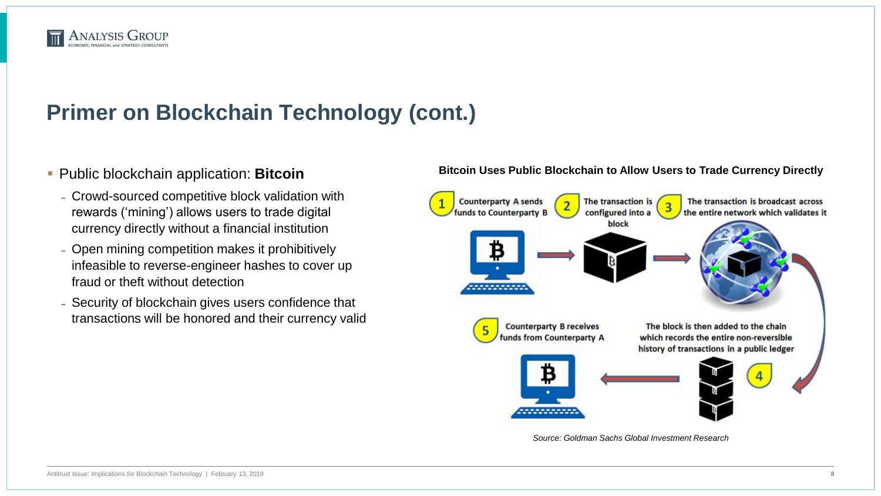# Primer on Blockchain Technology (cont.)

- Public blockchain application: **Bitcoin**
  - Crowd-sourced competitive block validation with rewards ('mining') allows users to trade digital currency directly without a financial institution
  - Open mining competition makes it prohibitively infeasible to reverse-engineer hashes to cover up fraud or theft without detection
  - Security of blockchain gives users confidence that transactions will be honored and their currency valid

**Bitcoin Uses Public Blockchain to Allow Users to Trade Currency Directly**

1. Counterparty A sends funds to Counterparty B
2. The transaction is configured into a block
3. The transaction is broadcast across the entire network which validates it
4. The block is then added to the chain which records the entire non-reversible history of transactions in a public ledger
5. Counterparty B receives funds from Counterparty A

*Source: Goldman Sachs Global Investment Research*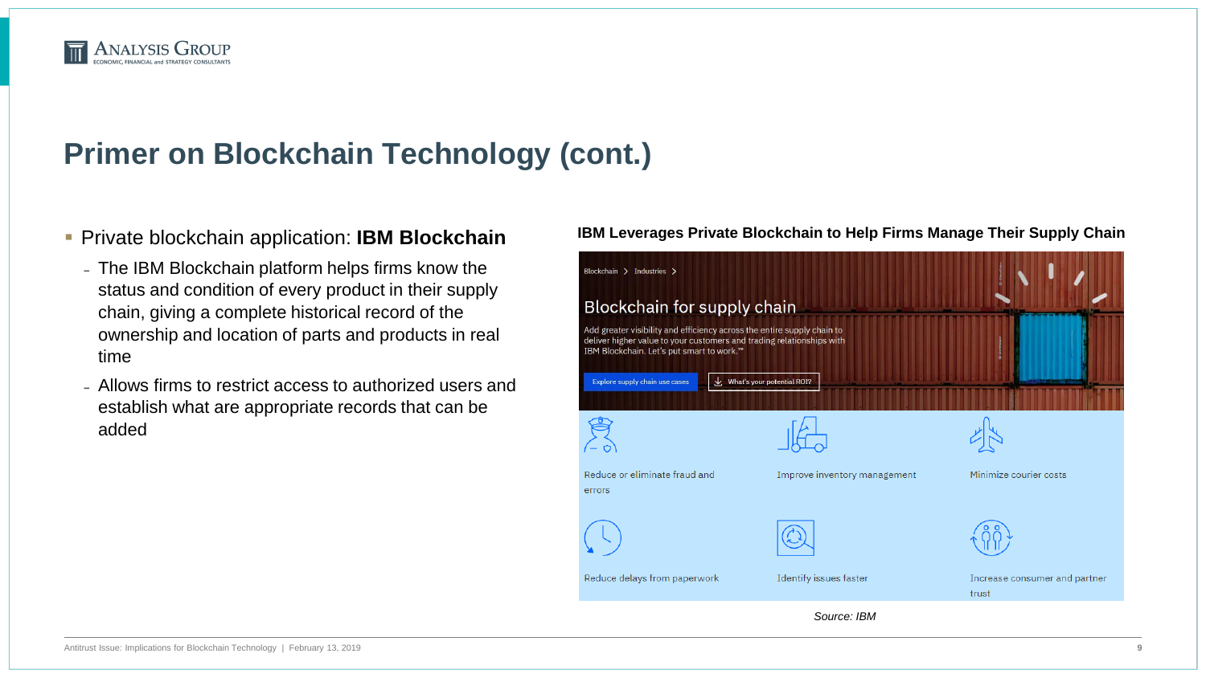# Primer on Blockchain Technology (cont.)

- Private blockchain application: **IBM Blockchain**
  - The IBM Blockchain platform helps firms know the status and condition of every product in their supply chain, giving a complete historical record of the ownership and location of parts and products in real time
  - Allows firms to restrict access to authorized users and establish what are appropriate records that can be added

**IBM Leverages Private Blockchain to Help Firms Manage Their Supply Chain**

Blockchain > Industries >

Blockchain for supply chain

Add greater visibility and efficiency across the entire supply chain to deliver higher value to your customers and trading relationships with IBM Blockchain. Let's put smart to work.™

Explore supply chain use cases | What's your potential ROI?

- Reduce or eliminate fraud and errors
- Improve inventory management
- Minimize courier costs
- Reduce delays from paperwork
- Identify issues faster
- Increase consumer and partner trust

*Source: IBM*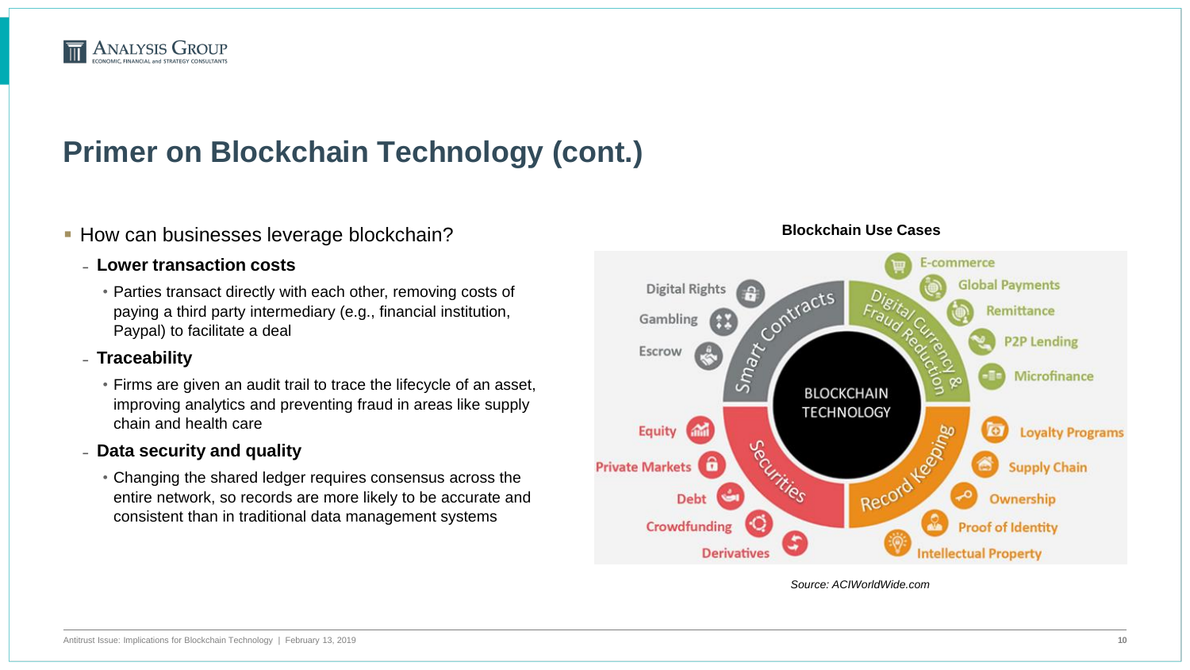# Primer on Blockchain Technology (cont.)

- How can businesses leverage blockchain?
  - **Lower transaction costs**
    - Parties transact directly with each other, removing costs of paying a third party intermediary (e.g., financial institution, Paypal) to facilitate a deal
  - **Traceability**
    - Firms are given an audit trail to trace the lifecycle of an asset, improving analytics and preventing fraud in areas like supply chain and health care
  - **Data security and quality**
    - Changing the shared ledger requires consensus across the entire network, so records are more likely to be accurate and consistent than in traditional data management systems

**Blockchain Use Cases**

BLOCKCHAIN TECHNOLOGY

Smart Contracts: Digital Rights, Gambling, Escrow

Digital Currency & Fraud Reduction: E-commerce, Global Payments, Remittance, P2P Lending, Microfinance

Record Keeping: Loyalty Programs, Supply Chain, Ownership, Proof of Identity, Intellectual Property

Securities: Equity, Private Markets, Debt, Crowdfunding, Derivatives

*Source: ACIWorldWide.com*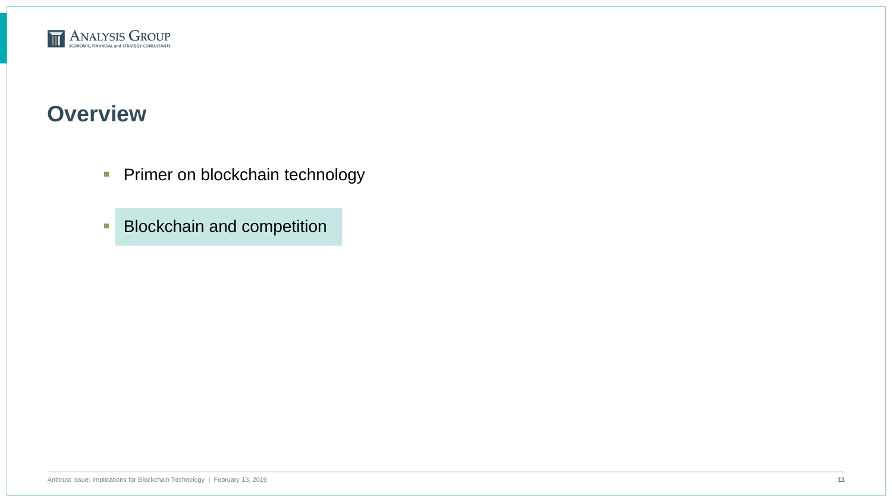# Overview

- Primer on blockchain technology
- Blockchain and competition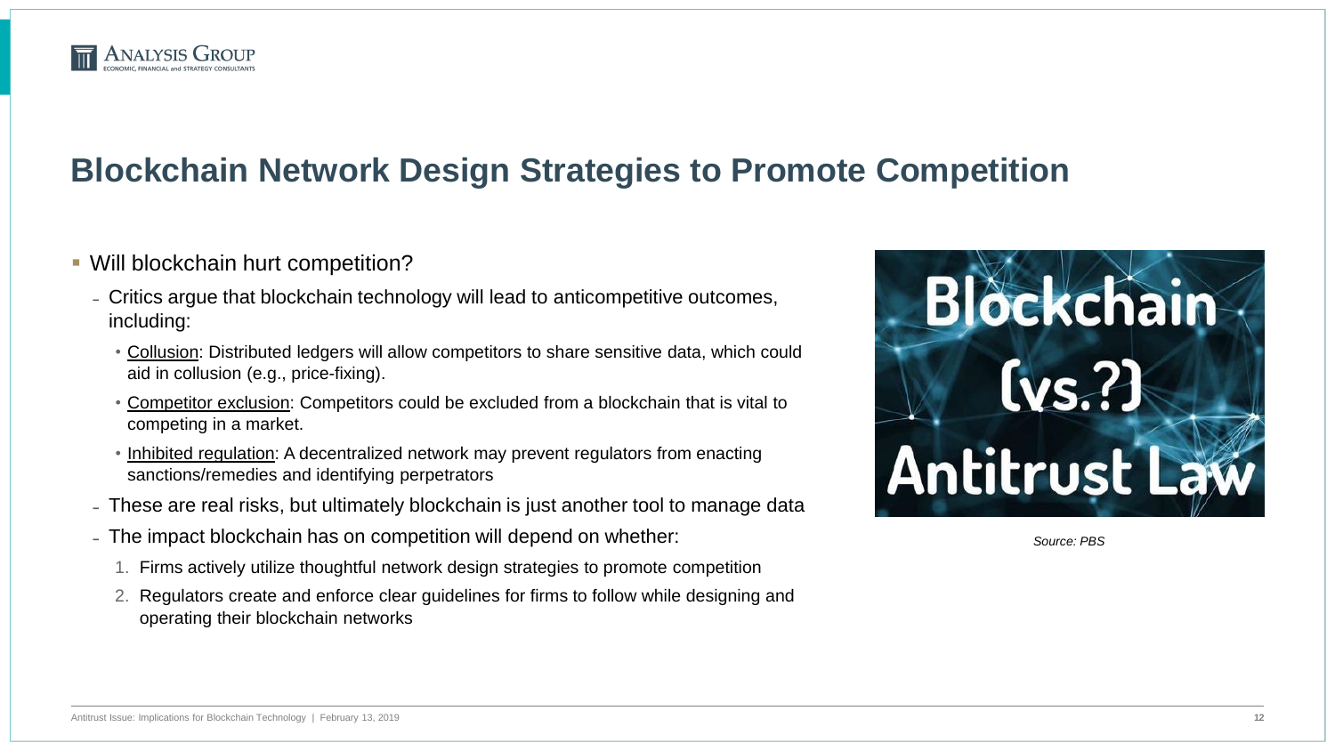# Blockchain Network Design Strategies to Promote Competition

- Will blockchain hurt competition?
  - Critics argue that blockchain technology will lead to anticompetitive outcomes, including:
    - Collusion: Distributed ledgers will allow competitors to share sensitive data, which could aid in collusion (e.g., price-fixing).
    - Competitor exclusion: Competitors could be excluded from a blockchain that is vital to competing in a market.
    - Inhibited regulation: A decentralized network may prevent regulators from enacting sanctions/remedies and identifying perpetrators
  - These are real risks, but ultimately blockchain is just another tool to manage data
  - The impact blockchain has on competition will depend on whether:
    1. Firms actively utilize thoughtful network design strategies to promote competition
    2. Regulators create and enforce clear guidelines for firms to follow while designing and operating their blockchain networks

Blockchain (vs.?) Antitrust Law

*Source: PBS*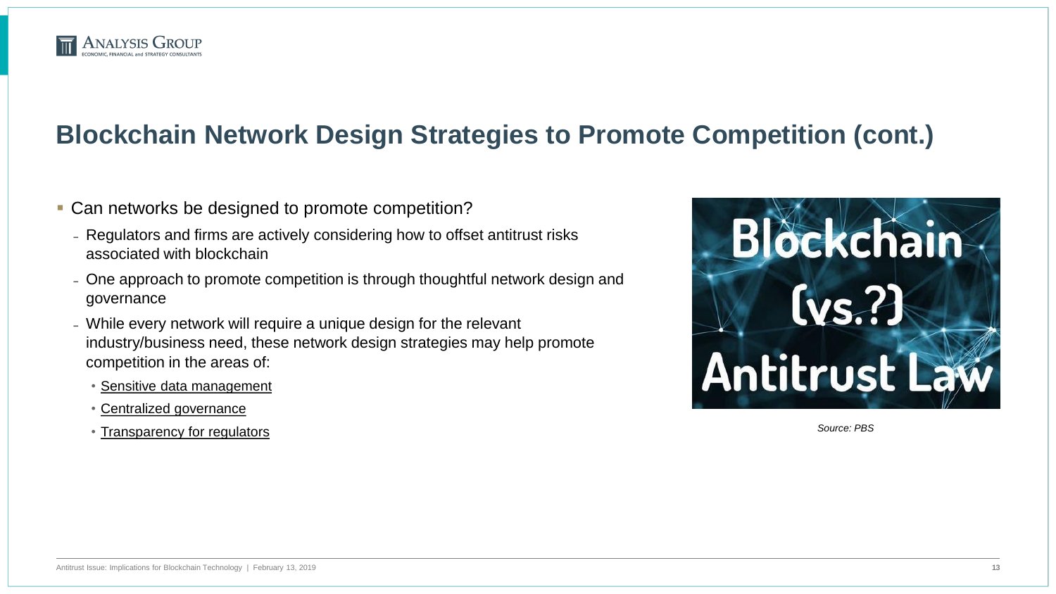# Blockchain Network Design Strategies to Promote Competition (cont.)

- Can networks be designed to promote competition?
  - Regulators and firms are actively considering how to offset antitrust risks associated with blockchain
  - One approach to promote competition is through thoughtful network design and governance
  - While every network will require a unique design for the relevant industry/business need, these network design strategies may help promote competition in the areas of:
    - Sensitive data management
    - Centralized governance
    - Transparency for regulators

*Source: PBS*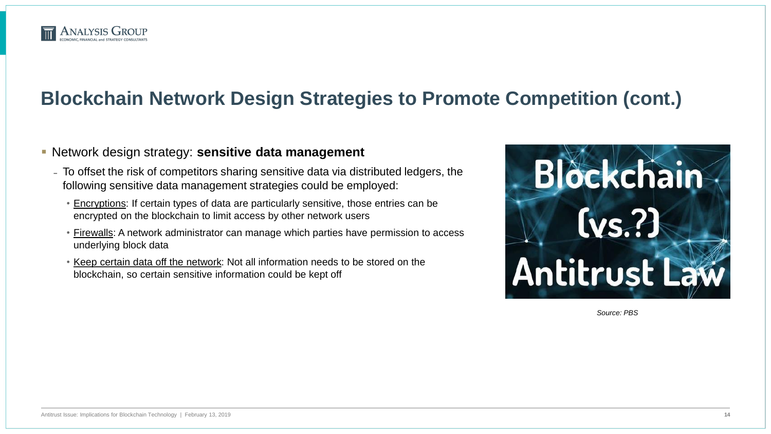# Blockchain Network Design Strategies to Promote Competition (cont.)

- Network design strategy: **sensitive data management**
  - To offset the risk of competitors sharing sensitive data via distributed ledgers, the following sensitive data management strategies could be employed:
    - Encryptions: If certain types of data are particularly sensitive, those entries can be encrypted on the blockchain to limit access by other network users
    - Firewalls: A network administrator can manage which parties have permission to access underlying block data
    - Keep certain data off the network: Not all information needs to be stored on the blockchain, so certain sensitive information could be kept off

Blockchain (vs.?) Antitrust Law

*Source: PBS*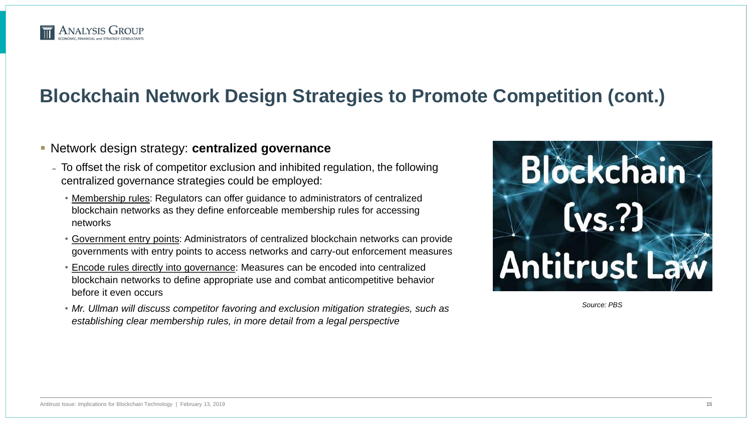# Blockchain Network Design Strategies to Promote Competition (cont.)

- Network design strategy: **centralized governance**
  - To offset the risk of competitor exclusion and inhibited regulation, the following centralized governance strategies could be employed:
    - Membership rules: Regulators can offer guidance to administrators of centralized blockchain networks as they define enforceable membership rules for accessing networks
    - Government entry points: Administrators of centralized blockchain networks can provide governments with entry points to access networks and carry-out enforcement measures
    - Encode rules directly into governance: Measures can be encoded into centralized blockchain networks to define appropriate use and combat anticompetitive behavior before it even occurs
    - *Mr. Ullman will discuss competitor favoring and exclusion mitigation strategies, such as establishing clear membership rules, in more detail from a legal perspective*

Blockchain (vs.?) Antitrust Law

*Source: PBS*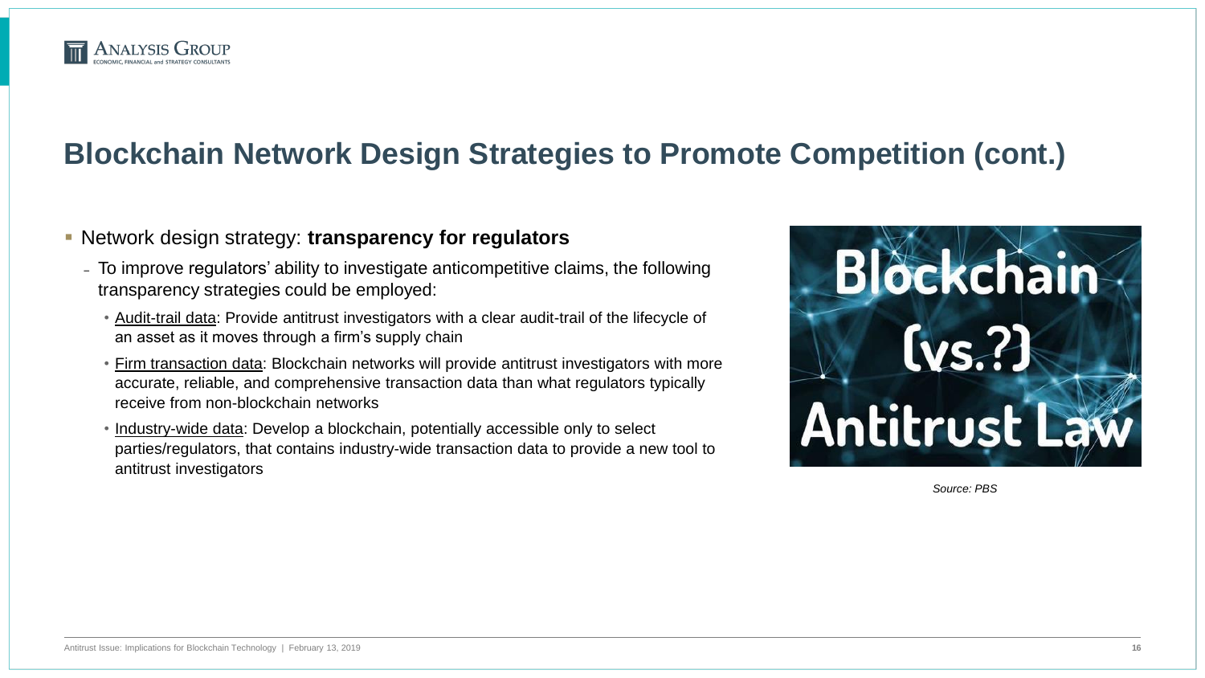# Blockchain Network Design Strategies to Promote Competition (cont.)

- Network design strategy: **transparency for regulators**
  - To improve regulators' ability to investigate anticompetitive claims, the following transparency strategies could be employed:
    - Audit-trail data: Provide antitrust investigators with a clear audit-trail of the lifecycle of an asset as it moves through a firm's supply chain
    - Firm transaction data: Blockchain networks will provide antitrust investigators with more accurate, reliable, and comprehensive transaction data than what regulators typically receive from non-blockchain networks
    - Industry-wide data: Develop a blockchain, potentially accessible only to select parties/regulators, that contains industry-wide transaction data to provide a new tool to antitrust investigators

*Source: PBS*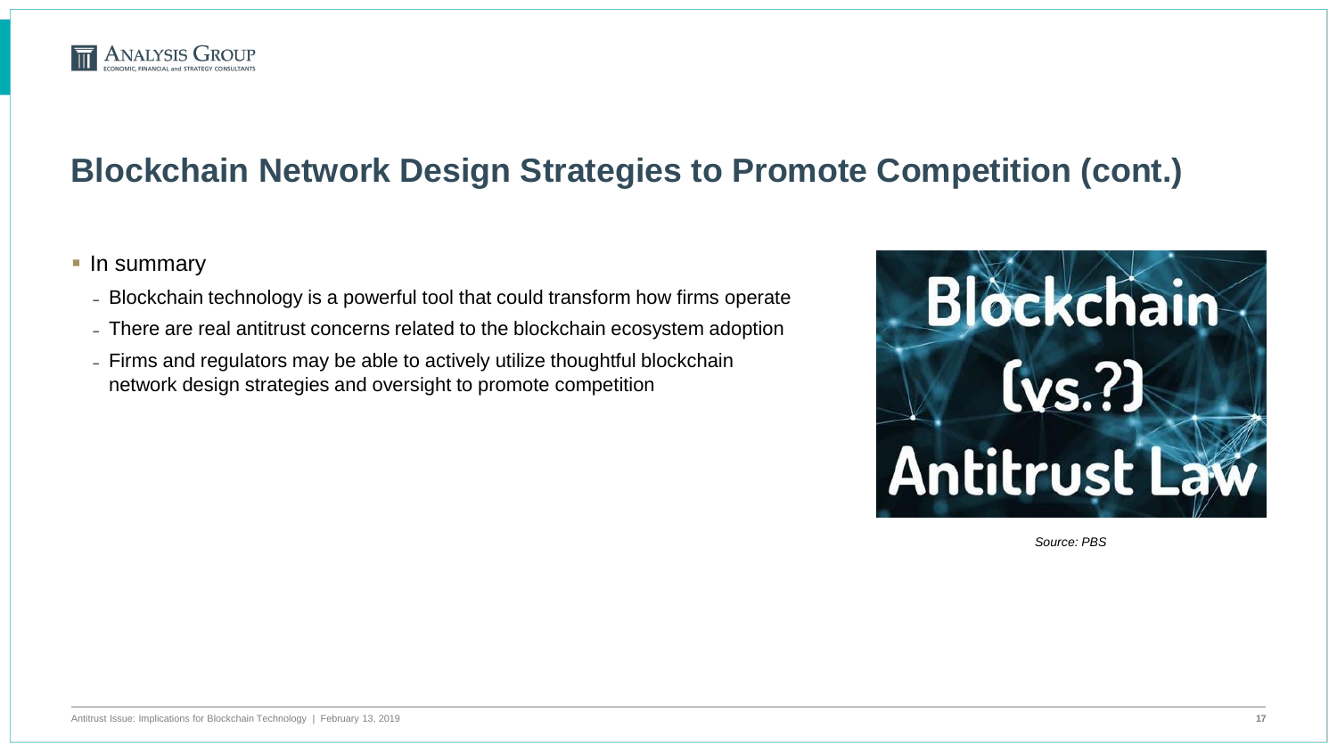# Blockchain Network Design Strategies to Promote Competition (cont.)

- In summary
  - Blockchain technology is a powerful tool that could transform how firms operate
  - There are real antitrust concerns related to the blockchain ecosystem adoption
  - Firms and regulators may be able to actively utilize thoughtful blockchain network design strategies and oversight to promote competition

Blockchain (vs.?) Antitrust Law

*Source: PBS*